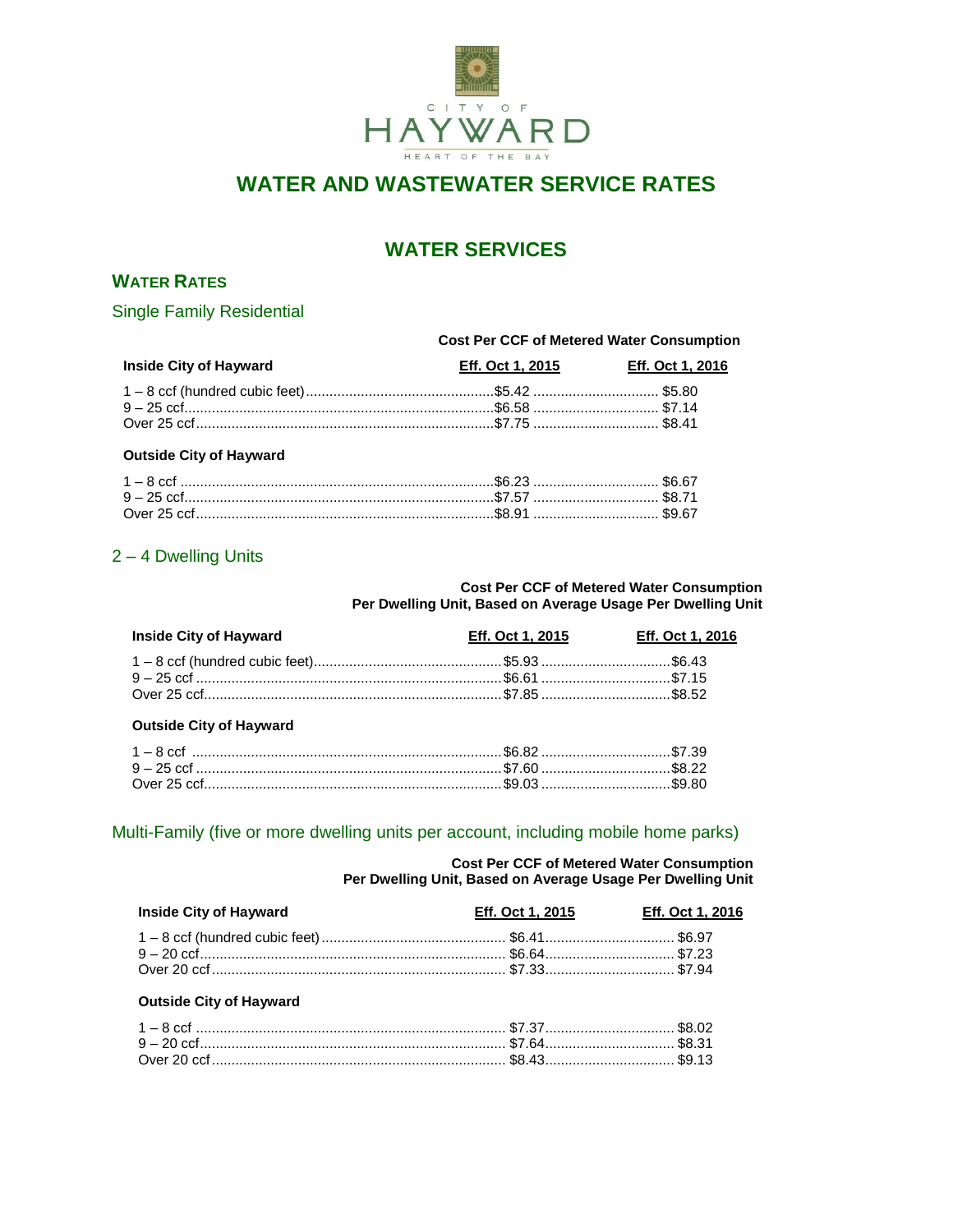CITY OF

HAYWARD

HEART OF THE BAY

# WATER AND WASTEWATER SERVICE RATES

## WATER SERVICES

### WATER RATES

#### Single Family Residential

| Cost Per CCF of Metered Water Consumption | | |
|---|---|---|
| **Inside City of Hayward** | **Eff. Oct 1, 2015** | **Eff. Oct 1, 2016** |
| 1 – 8 ccf (hundred cubic feet) | $5.42 | $5.80 |
| 9 – 25 ccf | $6.58 | $7.14 |
| Over 25 ccf | $7.75 | $8.41 |
| **Outside City of Hayward** | | |
| 1 – 8 ccf | $6.23 | $6.67 |
| 9 – 25 ccf | $7.57 | $8.71 |
| Over 25 ccf | $8.91 | $9.67 |

#### 2 – 4 Dwelling Units

| Cost Per CCF of Metered Water Consumption Per Dwelling Unit, Based on Average Usage Per Dwelling Unit | | |
|---|---|---|
| **Inside City of Hayward** | **Eff. Oct 1, 2015** | **Eff. Oct 1, 2016** |
| 1 – 8 ccf (hundred cubic feet) | $5.93 | $6.43 |
| 9 – 25 ccf | $6.61 | $7.15 |
| Over 25 ccf | $7.85 | $8.52 |
| **Outside City of Hayward** | | |
| 1 – 8 ccf | $6.82 | $7.39 |
| 9 – 25 ccf | $7.60 | $8.22 |
| Over 25 ccf | $9.03 | $9.80 |

#### Multi-Family (five or more dwelling units per account, including mobile home parks)

| Cost Per CCF of Metered Water Consumption Per Dwelling Unit, Based on Average Usage Per Dwelling Unit | | |
|---|---|---|
| **Inside City of Hayward** | **Eff. Oct 1, 2015** | **Eff. Oct 1, 2016** |
| 1 – 8 ccf (hundred cubic feet) | $6.41 | $6.97 |
| 9 – 20 ccf | $6.64 | $7.23 |
| Over 20 ccf | $7.33 | $7.94 |
| **Outside City of Hayward** | | |
| 1 – 8 ccf | $7.37 | $8.02 |
| 9 – 20 ccf | $7.64 | $8.31 |
| Over 20 ccf | $8.43 | $9.13 |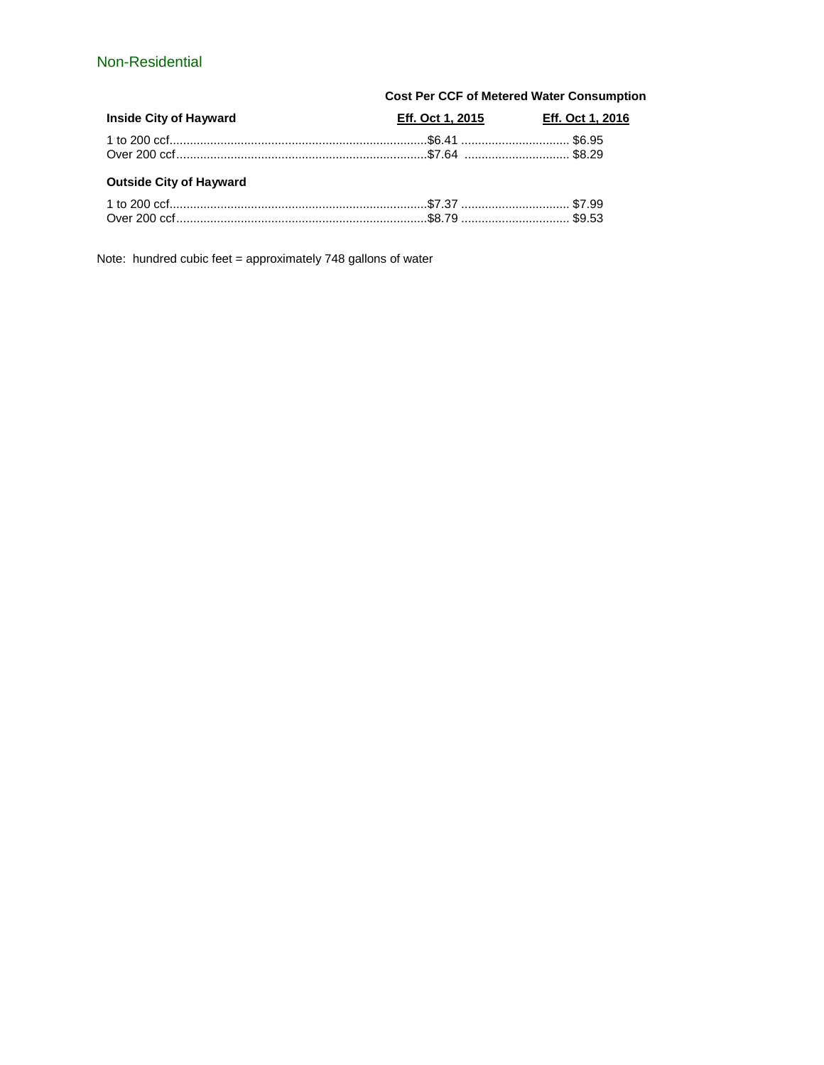## Non-Residential

| | Cost Per CCF of Metered Water Consumption | |
|---|---|---|
| **Inside City of Hayward** | **Eff. Oct 1, 2015** | **Eff. Oct 1, 2016** |
| 1 to 200 ccf | $6.41 | $6.95 |
| Over 200 ccf | $7.64 | $8.29 |
| **Outside City of Hayward** | | |
| 1 to 200 ccf | $7.37 | $7.99 |
| Over 200 ccf | $8.79 | $9.53 |

Note: hundred cubic feet = approximately 748 gallons of water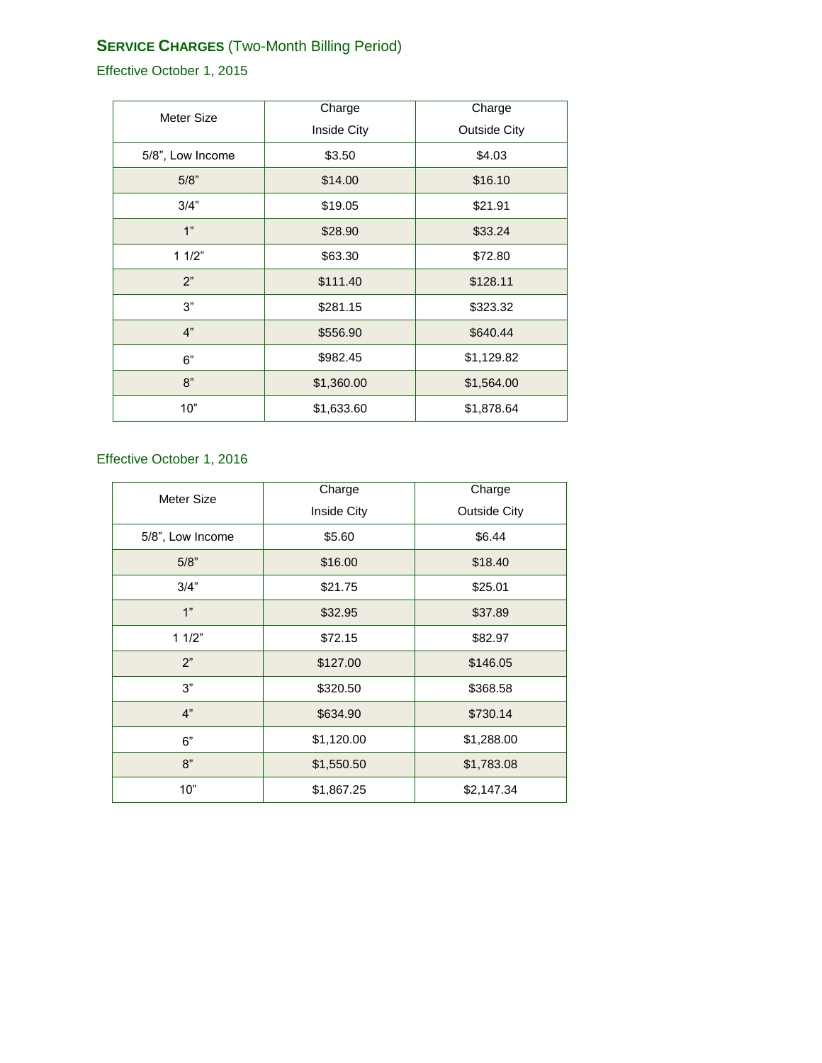## SERVICE CHARGES (Two-Month Billing Period)

### Effective October 1, 2015

| Meter Size | Charge Inside City | Charge Outside City |
|---|---|---|
| 5/8", Low Income | $3.50 | $4.03 |
| 5/8" | $14.00 | $16.10 |
| 3/4" | $19.05 | $21.91 |
| 1" | $28.90 | $33.24 |
| 1 1/2" | $63.30 | $72.80 |
| 2" | $111.40 | $128.11 |
| 3" | $281.15 | $323.32 |
| 4" | $556.90 | $640.44 |
| 6" | $982.45 | $1,129.82 |
| 8" | $1,360.00 | $1,564.00 |
| 10" | $1,633.60 | $1,878.64 |

### Effective October 1, 2016

| Meter Size | Charge Inside City | Charge Outside City |
|---|---|---|
| 5/8", Low Income | $5.60 | $6.44 |
| 5/8" | $16.00 | $18.40 |
| 3/4" | $21.75 | $25.01 |
| 1" | $32.95 | $37.89 |
| 1 1/2" | $72.15 | $82.97 |
| 2" | $127.00 | $146.05 |
| 3" | $320.50 | $368.58 |
| 4" | $634.90 | $730.14 |
| 6" | $1,120.00 | $1,288.00 |
| 8" | $1,550.50 | $1,783.08 |
| 10" | $1,867.25 | $2,147.34 |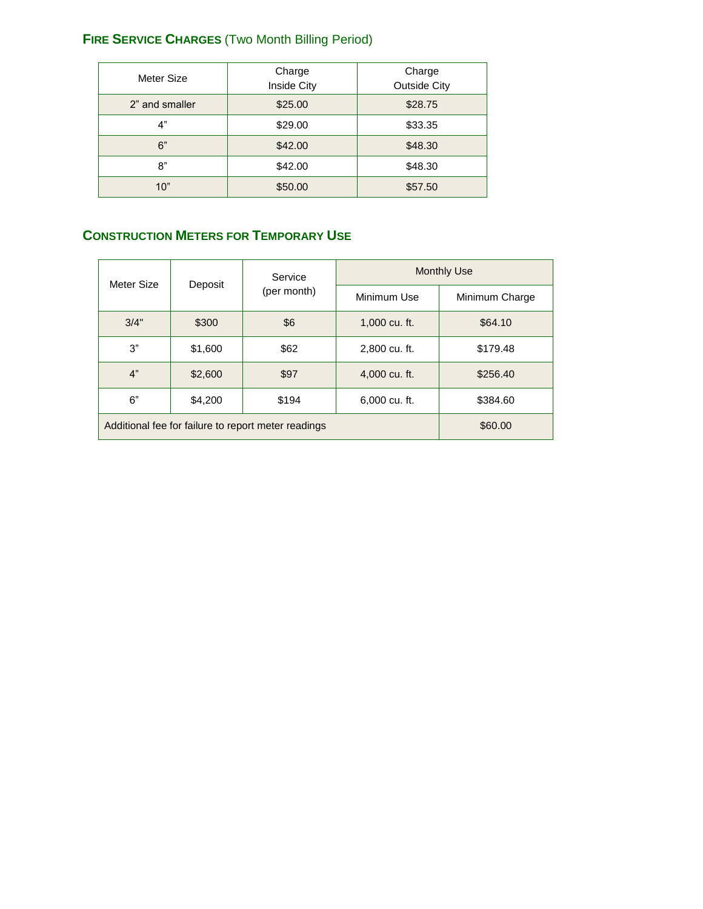## **Fire Service Charges** (Two Month Billing Period)

| Meter Size | Charge Inside City | Charge Outside City |
| --- | --- | --- |
| 2" and smaller | $25.00 | $28.75 |
| 4" | $29.00 | $33.35 |
| 6" | $42.00 | $48.30 |
| 8" | $42.00 | $48.30 |
| 10" | $50.00 | $57.50 |

## **Construction Meters for Temporary Use**

| Meter Size | Deposit | Service (per month) | Monthly Use | |
| --- | --- | --- | --- | --- |
| | | | Minimum Use | Minimum Charge |
| 3/4" | $300 | $6 | 1,000 cu. ft. | $64.10 |
| 3" | $1,600 | $62 | 2,800 cu. ft. | $179.48 |
| 4" | $2,600 | $97 | 4,000 cu. ft. | $256.40 |
| 6" | $4,200 | $194 | 6,000 cu. ft. | $384.60 |
| Additional fee for failure to report meter readings | | | | $60.00 |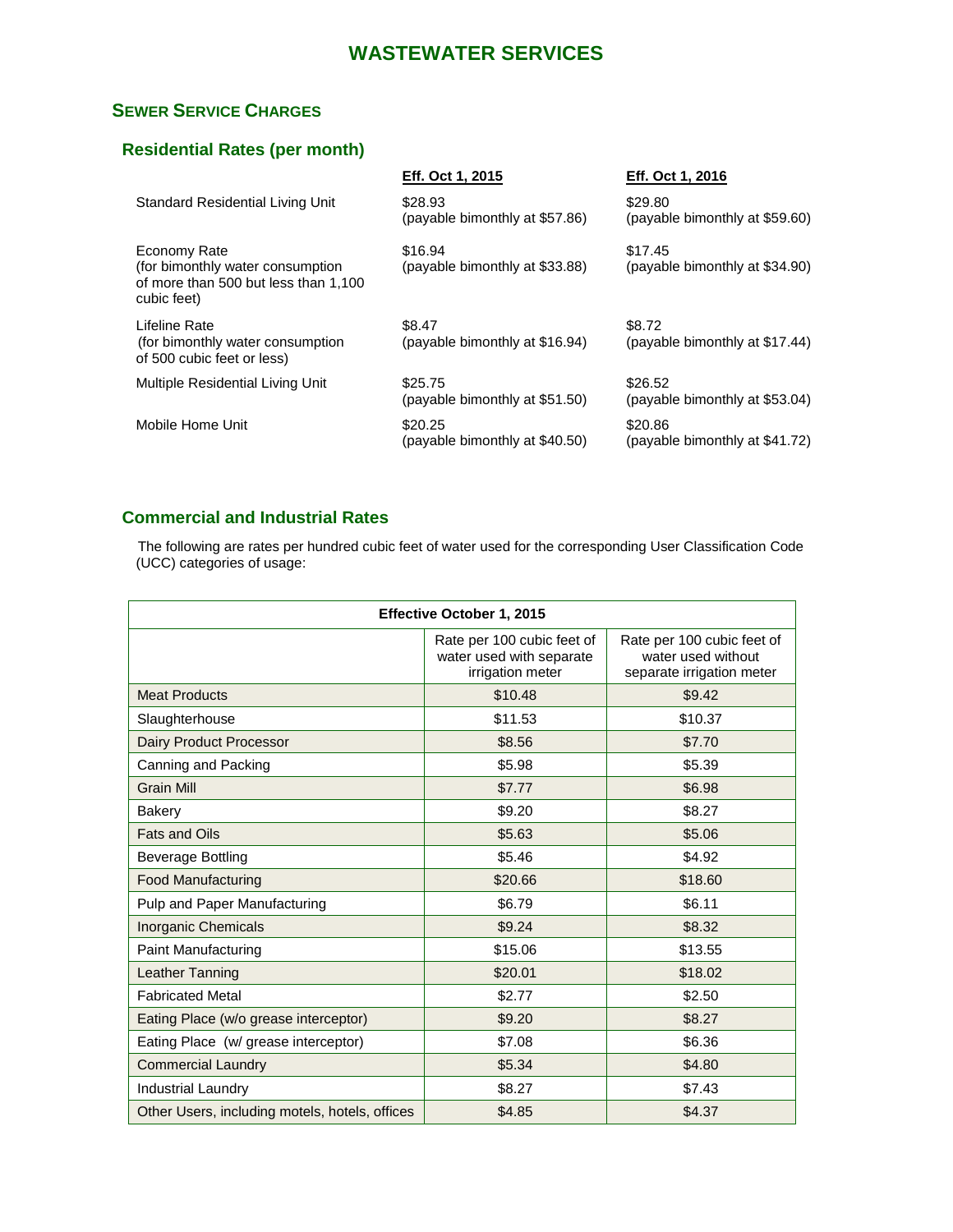# WASTEWATER SERVICES

## SEWER SERVICE CHARGES

### Residential Rates (per month)

| | Eff. Oct 1, 2015 | Eff. Oct 1, 2016 |
|---|---|---|
| Standard Residential Living Unit | $28.93 (payable bimonthly at $57.86) | $29.80 (payable bimonthly at $59.60) |
| Economy Rate (for bimonthly water consumption of more than 500 but less than 1,100 cubic feet) | $16.94 (payable bimonthly at $33.88) | $17.45 (payable bimonthly at $34.90) |
| Lifeline Rate (for bimonthly water consumption of 500 cubic feet or less) | $8.47 (payable bimonthly at $16.94) | $8.72 (payable bimonthly at $17.44) |
| Multiple Residential Living Unit | $25.75 (payable bimonthly at $51.50) | $26.52 (payable bimonthly at $53.04) |
| Mobile Home Unit | $20.25 (payable bimonthly at $40.50) | $20.86 (payable bimonthly at $41.72) |

### Commercial and Industrial Rates

The following are rates per hundred cubic feet of water used for the corresponding User Classification Code (UCC) categories of usage:

| Effective October 1, 2015 | | |
|---|---|---|
| | Rate per 100 cubic feet of water used with separate irrigation meter | Rate per 100 cubic feet of water used without separate irrigation meter |
| Meat Products | $10.48 | $9.42 |
| Slaughterhouse | $11.53 | $10.37 |
| Dairy Product Processor | $8.56 | $7.70 |
| Canning and Packing | $5.98 | $5.39 |
| Grain Mill | $7.77 | $6.98 |
| Bakery | $9.20 | $8.27 |
| Fats and Oils | $5.63 | $5.06 |
| Beverage Bottling | $5.46 | $4.92 |
| Food Manufacturing | $20.66 | $18.60 |
| Pulp and Paper Manufacturing | $6.79 | $6.11 |
| Inorganic Chemicals | $9.24 | $8.32 |
| Paint Manufacturing | $15.06 | $13.55 |
| Leather Tanning | $20.01 | $18.02 |
| Fabricated Metal | $2.77 | $2.50 |
| Eating Place (w/o grease interceptor) | $9.20 | $8.27 |
| Eating Place (w/ grease interceptor) | $7.08 | $6.36 |
| Commercial Laundry | $5.34 | $4.80 |
| Industrial Laundry | $8.27 | $7.43 |
| Other Users, including motels, hotels, offices | $4.85 | $4.37 |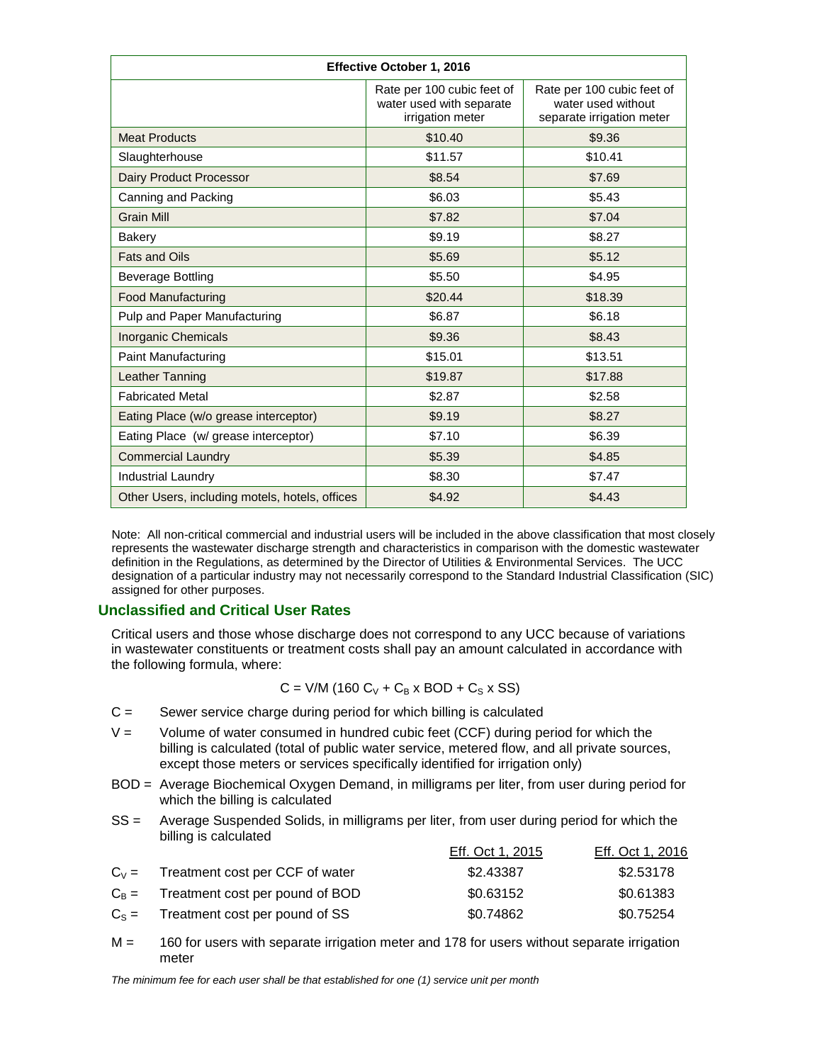| Effective October 1, 2016 | | |
|---|---|---|
| | Rate per 100 cubic feet of water used with separate irrigation meter | Rate per 100 cubic feet of water used without separate irrigation meter |
| Meat Products | $10.40 | $9.36 |
| Slaughterhouse | $11.57 | $10.41 |
| Dairy Product Processor | $8.54 | $7.69 |
| Canning and Packing | $6.03 | $5.43 |
| Grain Mill | $7.82 | $7.04 |
| Bakery | $9.19 | $8.27 |
| Fats and Oils | $5.69 | $5.12 |
| Beverage Bottling | $5.50 | $4.95 |
| Food Manufacturing | $20.44 | $18.39 |
| Pulp and Paper Manufacturing | $6.87 | $6.18 |
| Inorganic Chemicals | $9.36 | $8.43 |
| Paint Manufacturing | $15.01 | $13.51 |
| Leather Tanning | $19.87 | $17.88 |
| Fabricated Metal | $2.87 | $2.58 |
| Eating Place (w/o grease interceptor) | $9.19 | $8.27 |
| Eating Place (w/ grease interceptor) | $7.10 | $6.39 |
| Commercial Laundry | $5.39 | $4.85 |
| Industrial Laundry | $8.30 | $7.47 |
| Other Users, including motels, hotels, offices | $4.92 | $4.43 |

Note: All non-critical commercial and industrial users will be included in the above classification that most closely represents the wastewater discharge strength and characteristics in comparison with the domestic wastewater definition in the Regulations, as determined by the Director of Utilities & Environmental Services. The UCC designation of a particular industry may not necessarily correspond to the Standard Industrial Classification (SIC) assigned for other purposes.

## Unclassified and Critical User Rates

Critical users and those whose discharge does not correspond to any UCC because of variations in wastewater constituents or treatment costs shall pay an amount calculated in accordance with the following formula, where:

$$C = V/M\ (160\ C_V + C_B \times BOD + C_S \times SS)$$

$C$ = Sewer service charge during period for which billing is calculated

$V$ = Volume of water consumed in hundred cubic feet (CCF) during period for which the billing is calculated (total of public water service, metered flow, and all private sources, except those meters or services specifically identified for irrigation only)

$BOD$ = Average Biochemical Oxygen Demand, in milligrams per liter, from user during period for which the billing is calculated

$SS$ = Average Suspended Solids, in milligrams per liter, from user during period for which the billing is calculated

| | | Eff. Oct 1, 2015 | Eff. Oct 1, 2016 |
|---|---|---|---|
| $C_V$ = | Treatment cost per CCF of water | $2.43387 | $2.53178 |
| $C_B$ = | Treatment cost per pound of BOD | $0.63152 | $0.61383 |
| $C_S$ = | Treatment cost per pound of SS | $0.74862 | $0.75254 |

$M$ = 160 for users with separate irrigation meter and 178 for users without separate irrigation meter

*The minimum fee for each user shall be that established for one (1) service unit per month*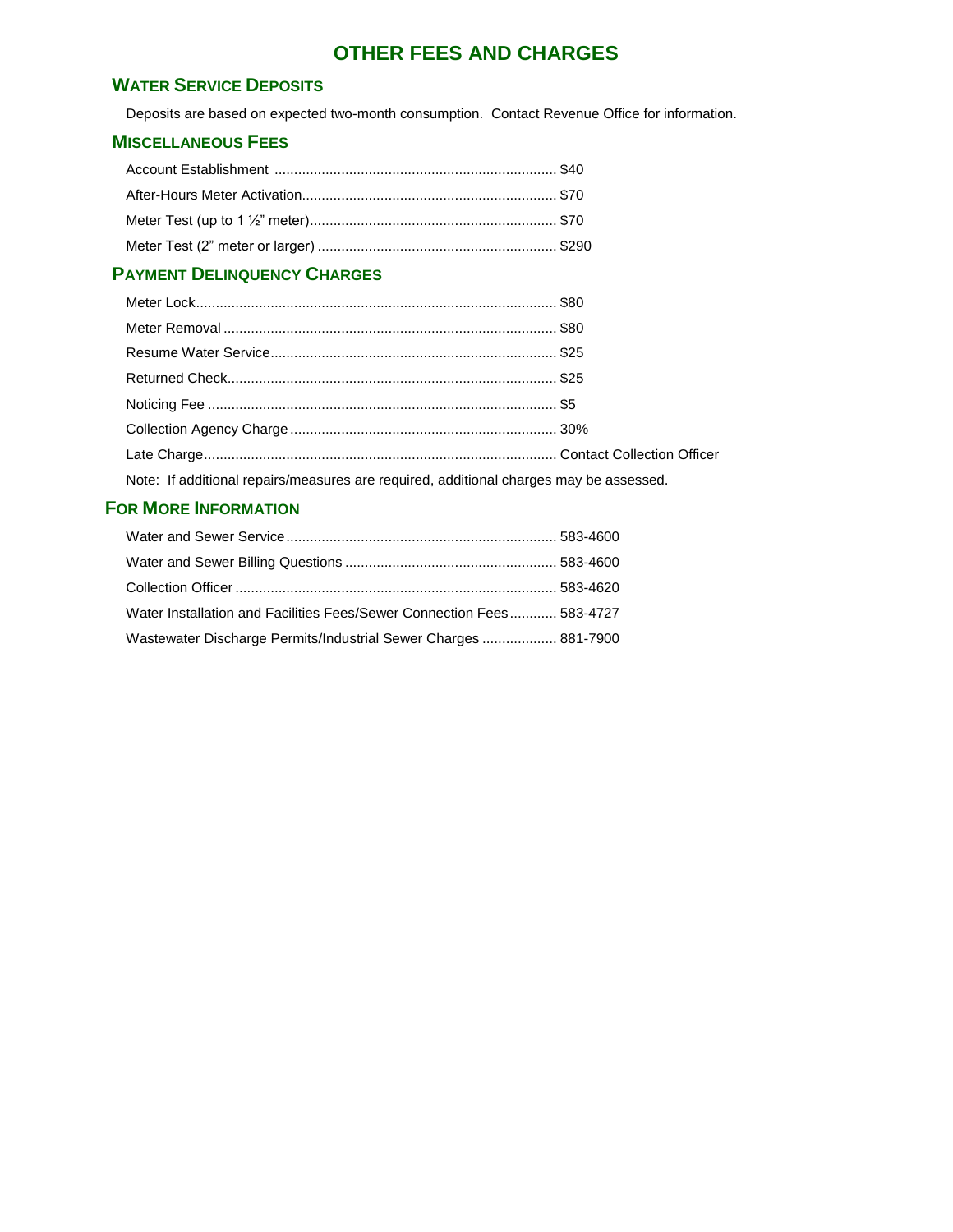# OTHER FEES AND CHARGES

## WATER SERVICE DEPOSITS

Deposits are based on expected two-month consumption. Contact Revenue Office for information.

## MISCELLANEOUS FEES

Account Establishment ........ $40

After-Hours Meter Activation........ $70

Meter Test (up to 1 ½" meter)........ $70

Meter Test (2" meter or larger) ........ $290

## PAYMENT DELINQUENCY CHARGES

Meter Lock........ $80

Meter Removal ........ $80

Resume Water Service........ $25

Returned Check........ $25

Noticing Fee ........ $5

Collection Agency Charge ........ 30%

Late Charge........ Contact Collection Officer

Note: If additional repairs/measures are required, additional charges may be assessed.

## FOR MORE INFORMATION

Water and Sewer Service........ 583-4600

Water and Sewer Billing Questions ........ 583-4600

Collection Officer ........ 583-4620

Water Installation and Facilities Fees/Sewer Connection Fees........ 583-4727

Wastewater Discharge Permits/Industrial Sewer Charges ........ 881-7900